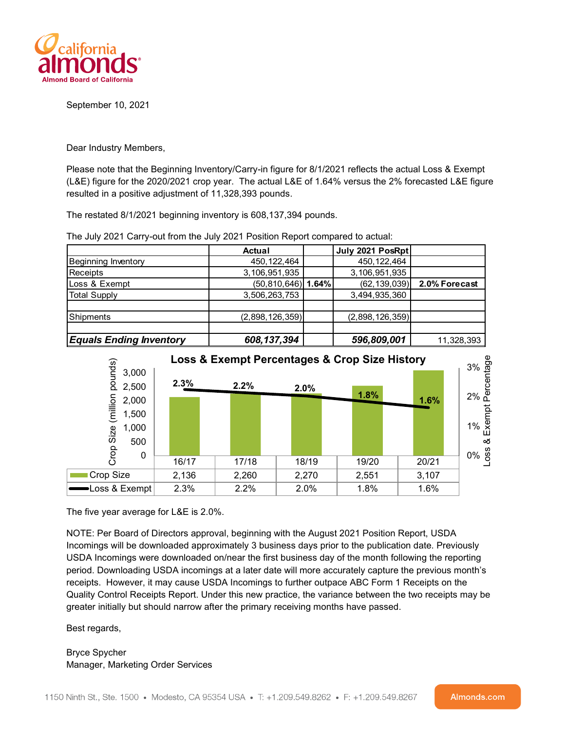California Almonds — Almond Board of California

September 10, 2021

Dear Industry Members,

Please note that the Beginning Inventory/Carry-in figure for 8/1/2021 reflects the actual Loss & Exempt (L&E) figure for the 2020/2021 crop year. The actual L&E of 1.64% versus the 2% forecasted L&E figure resulted in a positive adjustment of 11,328,393 pounds.

The restated 8/1/2021 beginning inventory is 608,137,394 pounds.

The July 2021 Carry-out from the July 2021 Position Report compared to actual:

| | Actual | | July 2021 PosRpt | |
|---|---|---|---|---|
| Beginning Inventory | 450,122,464 | | 450,122,464 | |
| Receipts | 3,106,951,935 | | 3,106,951,935 | |
| Loss & Exempt | (50,810,646) | **1.64%** | (62,139,039) | **2.0% Forecast** |
| Total Supply | 3,506,263,753 | | 3,494,935,360 | |
| | | | | |
| Shipments | (2,898,126,359) | | (2,898,126,359) | |
| | | | | |
| ***Equals Ending Inventory*** | ***608,137,394*** | | ***596,809,001*** | 11,328,393 |

**Loss & Exempt Percentages & Crop Size History**

| | 16/17 | 17/18 | 18/19 | 19/20 | 20/21 |
|---|---|---|---|---|---|
| Crop Size (million pounds) | 2,136 | 2,260 | 2,270 | 2,551 | 3,107 |
| Loss & Exempt | 2.3% | 2.2% | 2.0% | 1.8% | 1.6% |

The five year average for L&E is 2.0%.

NOTE: Per Board of Directors approval, beginning with the August 2021 Position Report, USDA Incomings will be downloaded approximately 3 business days prior to the publication date. Previously USDA Incomings were downloaded on/near the first business day of the month following the reporting period. Downloading USDA incomings at a later date will more accurately capture the previous month's receipts. However, it may cause USDA Incomings to further outpace ABC Form 1 Receipts on the Quality Control Receipts Report. Under this new practice, the variance between the two receipts may be greater initially but should narrow after the primary receiving months have passed.

Best regards,

Bryce Spycher
Manager, Marketing Order Services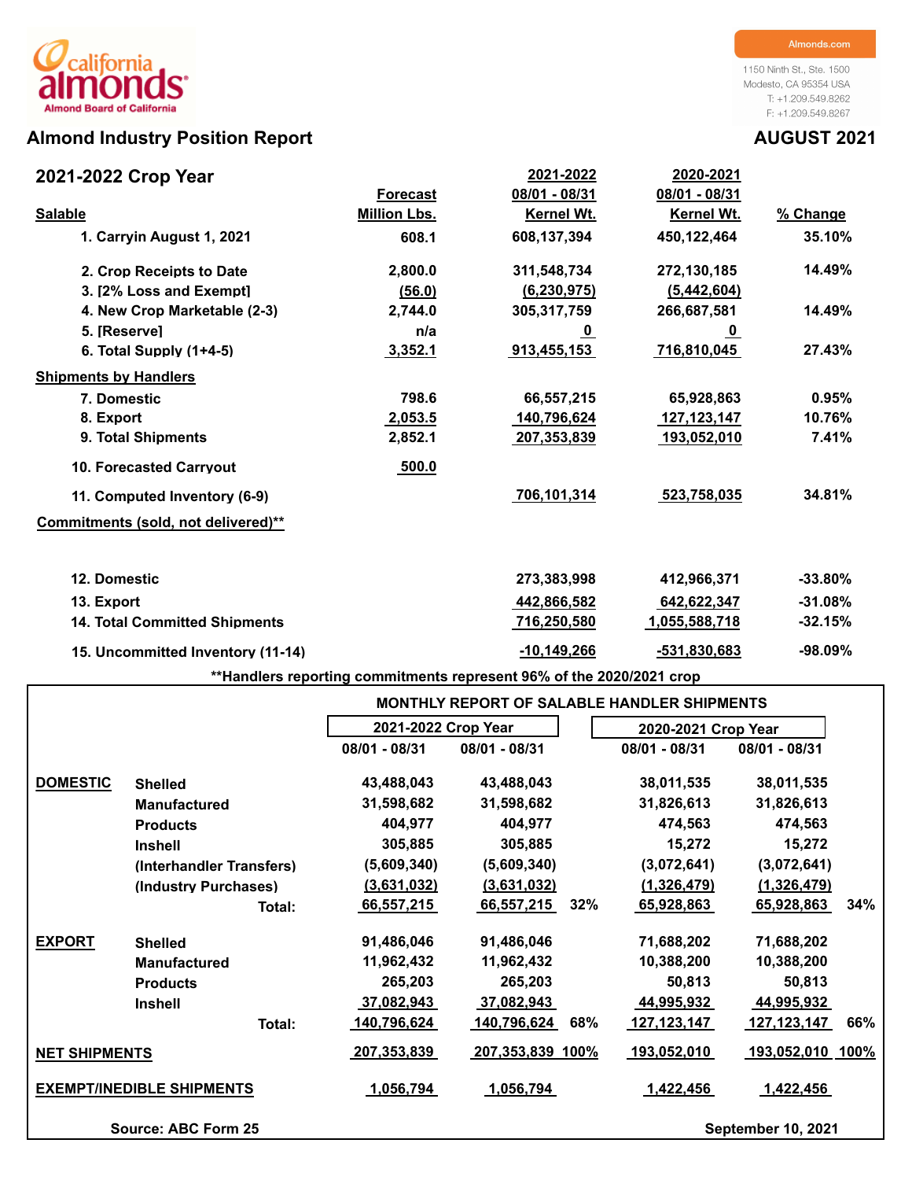california almonds
Almond Board of California

Almonds.com
1150 Ninth St., Ste. 1500
Modesto, CA 95354 USA
T: +1.209.549.8262
F: +1.209.549.8267

# Almond Industry Position Report — AUGUST 2021

## 2021-2022 Crop Year

| Salable | Forecast Million Lbs. | 2021-2022 08/01 - 08/31 Kernel Wt. | 2020-2021 08/01 - 08/31 Kernel Wt. | % Change |
|---|---|---|---|---|
| 1. Carryin August 1, 2021 | 608.1 | 608,137,394 | 450,122,464 | 35.10% |
| 2. Crop Receipts to Date | 2,800.0 | 311,548,734 | 272,130,185 | 14.49% |
| 3. [2% Loss and Exempt] | (56.0) | (6,230,975) | (5,442,604) | |
| 4. New Crop Marketable (2-3) | 2,744.0 | 305,317,759 | 266,687,581 | 14.49% |
| 5. [Reserve] | n/a | 0 | 0 | |
| 6. Total Supply (1+4-5) | 3,352.1 | 913,455,153 | 716,810,045 | 27.43% |
| **Shipments by Handlers** | | | | |
| 7. Domestic | 798.6 | 66,557,215 | 65,928,863 | 0.95% |
| 8. Export | 2,053.5 | 140,796,624 | 127,123,147 | 10.76% |
| 9. Total Shipments | 2,852.1 | 207,353,839 | 193,052,010 | 7.41% |
| 10. Forecasted Carryout | 500.0 | | | |
| 11. Computed Inventory (6-9) | | 706,101,314 | 523,758,035 | 34.81% |
| **Commitments (sold, not delivered)**** | | | | |
| 12. Domestic | | 273,383,998 | 412,966,371 | -33.80% |
| 13. Export | | 442,866,582 | 642,622,347 | -31.08% |
| 14. Total Committed Shipments | | 716,250,580 | 1,055,588,718 | -32.15% |
| 15. Uncommitted Inventory (11-14) | | -10,149,266 | -531,830,683 | -98.09% |

**Handlers reporting commitments represent 96% of the 2020/2021 crop

## MONTHLY REPORT OF SALABLE HANDLER SHIPMENTS

| | | 2021-2022 Crop Year | | | 2020-2021 Crop Year | | |
|---|---|---|---|---|---|---|---|
| | | 08/01 - 08/31 | 08/01 - 08/31 | | 08/01 - 08/31 | 08/01 - 08/31 | |
| **DOMESTIC** | Shelled | 43,488,043 | 43,488,043 | | 38,011,535 | 38,011,535 | |
| | Manufactured | 31,598,682 | 31,598,682 | | 31,826,613 | 31,826,613 | |
| | Products | 404,977 | 404,977 | | 474,563 | 474,563 | |
| | Inshell | 305,885 | 305,885 | | 15,272 | 15,272 | |
| | (Interhandler Transfers) | (5,609,340) | (5,609,340) | | (3,072,641) | (3,072,641) | |
| | (Industry Purchases) | (3,631,032) | (3,631,032) | | (1,326,479) | (1,326,479) | |
| | Total: | 66,557,215 | 66,557,215 | 32% | 65,928,863 | 65,928,863 | 34% |
| **EXPORT** | Shelled | 91,486,046 | 91,486,046 | | 71,688,202 | 71,688,202 | |
| | Manufactured | 11,962,432 | 11,962,432 | | 10,388,200 | 10,388,200 | |
| | Products | 265,203 | 265,203 | | 50,813 | 50,813 | |
| | Inshell | 37,082,943 | 37,082,943 | | 44,995,932 | 44,995,932 | |
| | Total: | 140,796,624 | 140,796,624 | 68% | 127,123,147 | 127,123,147 | 66% |
| **NET SHIPMENTS** | | 207,353,839 | 207,353,839 | 100% | 193,052,010 | 193,052,010 | 100% |
| **EXEMPT/INEDIBLE SHIPMENTS** | | 1,056,794 | 1,056,794 | | 1,422,456 | 1,422,456 | |

Source: ABC Form 25 — September 10, 2021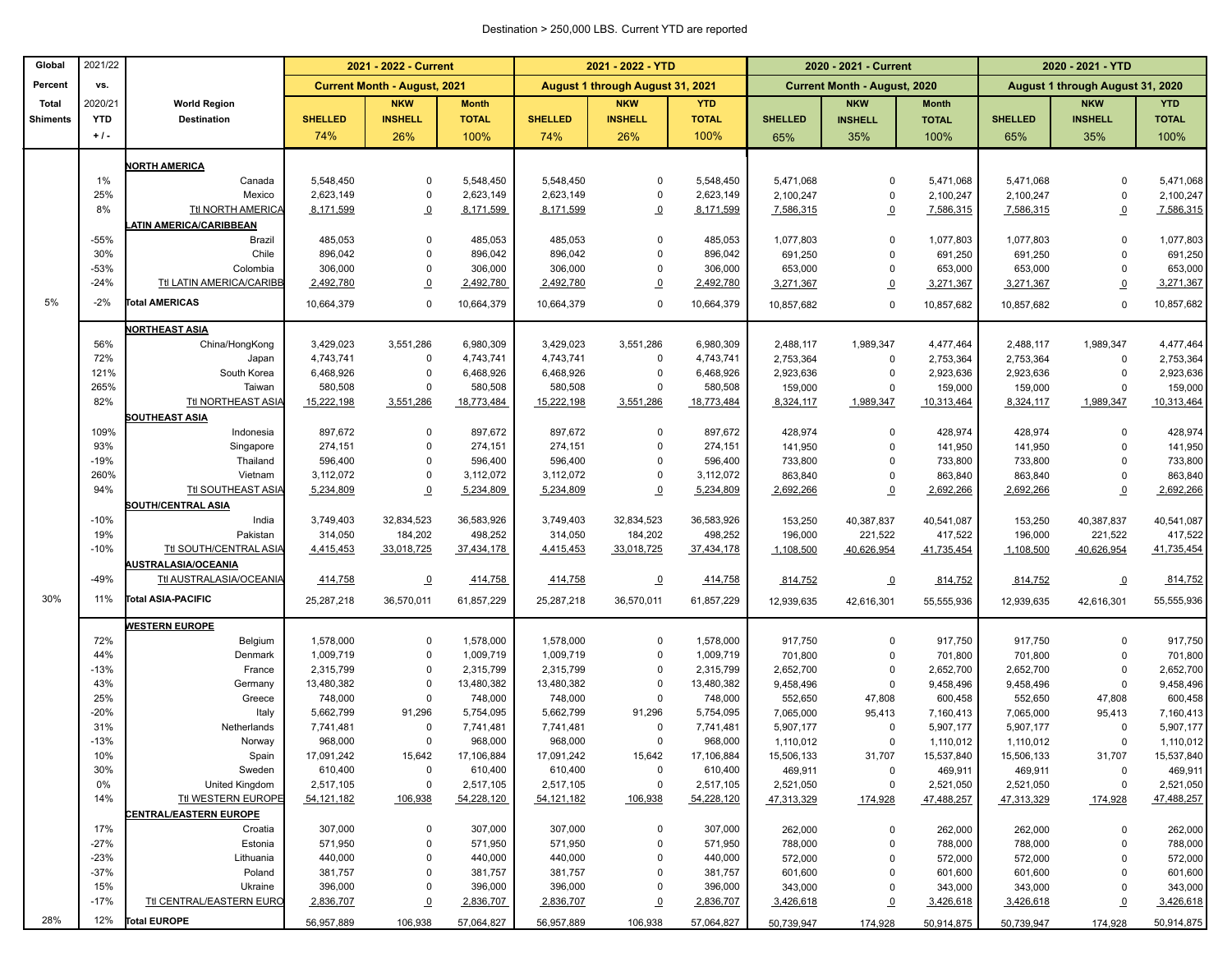Destination > 250,000 LBS. Current YTD are reported

| Global Percent Total Shiments | 2021/22 vs. 2020/21 YTD + / - | World Region Destination | 2021 - 2022 - Current Current Month - August, 2021 SHELLED 74% | NKW INSHELL 26% | Month TOTAL 100% | 2021 - 2022 - YTD August 1 through August 31, 2021 SHELLED 74% | NKW INSHELL 26% | YTD TOTAL 100% | 2020 - 2021 - Current Current Month - August, 2020 SHELLED 65% | NKW INSHELL 35% | Month TOTAL 100% | 2020 - 2021 - YTD August 1 through August 31, 2020 SHELLED 65% | NKW INSHELL 35% | YTD TOTAL 100% |
|---|---|---|---|---|---|---|---|---|---|---|---|---|---|---|
| | | **NORTH AMERICA** | | | | | | | | | | | | |
| | 1% | Canada | 5,548,450 | 0 | 5,548,450 | 5,548,450 | 0 | 5,548,450 | 5,471,068 | 0 | 5,471,068 | 5,471,068 | 0 | 5,471,068 |
| | 25% | Mexico | 2,623,149 | 0 | 2,623,149 | 2,623,149 | 0 | 2,623,149 | 2,100,247 | 0 | 2,100,247 | 2,100,247 | 0 | 2,100,247 |
| | 8% | Ttl NORTH AMERICA | 8,171,599 | 0 | 8,171,599 | 8,171,599 | 0 | 8,171,599 | 7,586,315 | 0 | 7,586,315 | 7,586,315 | 0 | 7,586,315 |
| | | **LATIN AMERICA/CARIBBEAN** | | | | | | | | | | | | |
| | -55% | Brazil | 485,053 | 0 | 485,053 | 485,053 | 0 | 485,053 | 1,077,803 | 0 | 1,077,803 | 1,077,803 | 0 | 1,077,803 |
| | 30% | Chile | 896,042 | 0 | 896,042 | 896,042 | 0 | 896,042 | 691,250 | 0 | 691,250 | 691,250 | 0 | 691,250 |
| | -53% | Colombia | 306,000 | 0 | 306,000 | 306,000 | 0 | 306,000 | 653,000 | 0 | 653,000 | 653,000 | 0 | 653,000 |
| | -24% | Ttl LATIN AMERICA/CARIBB | 2,492,780 | 0 | 2,492,780 | 2,492,780 | 0 | 2,492,780 | 3,271,367 | 0 | 3,271,367 | 3,271,367 | 0 | 3,271,367 |
| 5% | -2% | **Total AMERICAS** | 10,664,379 | 0 | 10,664,379 | 10,664,379 | 0 | 10,664,379 | 10,857,682 | 0 | 10,857,682 | 10,857,682 | 0 | 10,857,682 |
| | | **NORTHEAST ASIA** | | | | | | | | | | | | |
| | 56% | China/HongKong | 3,429,023 | 3,551,286 | 6,980,309 | 3,429,023 | 3,551,286 | 6,980,309 | 2,488,117 | 1,989,347 | 4,477,464 | 2,488,117 | 1,989,347 | 4,477,464 |
| | 72% | Japan | 4,743,741 | 0 | 4,743,741 | 4,743,741 | 0 | 4,743,741 | 2,753,364 | 0 | 2,753,364 | 2,753,364 | 0 | 2,753,364 |
| | 121% | South Korea | 6,468,926 | 0 | 6,468,926 | 6,468,926 | 0 | 6,468,926 | 2,923,636 | 0 | 2,923,636 | 2,923,636 | 0 | 2,923,636 |
| | 265% | Taiwan | 580,508 | 0 | 580,508 | 580,508 | 0 | 580,508 | 159,000 | 0 | 159,000 | 159,000 | 0 | 159,000 |
| | 82% | Ttl NORTHEAST ASIA | 15,222,198 | 3,551,286 | 18,773,484 | 15,222,198 | 3,551,286 | 18,773,484 | 8,324,117 | 1,989,347 | 10,313,464 | 8,324,117 | 1,989,347 | 10,313,464 |
| | | **SOUTHEAST ASIA** | | | | | | | | | | | | |
| | 109% | Indonesia | 897,672 | 0 | 897,672 | 897,672 | 0 | 897,672 | 428,974 | 0 | 428,974 | 428,974 | 0 | 428,974 |
| | 93% | Singapore | 274,151 | 0 | 274,151 | 274,151 | 0 | 274,151 | 141,950 | 0 | 141,950 | 141,950 | 0 | 141,950 |
| | -19% | Thailand | 596,400 | 0 | 596,400 | 596,400 | 0 | 596,400 | 733,800 | 0 | 733,800 | 733,800 | 0 | 733,800 |
| | 260% | Vietnam | 3,112,072 | 0 | 3,112,072 | 3,112,072 | 0 | 3,112,072 | 863,840 | 0 | 863,840 | 863,840 | 0 | 863,840 |
| | 94% | Ttl SOUTHEAST ASIA | 5,234,809 | 0 | 5,234,809 | 5,234,809 | 0 | 5,234,809 | 2,692,266 | 0 | 2,692,266 | 2,692,266 | 0 | 2,692,266 |
| | | **SOUTH/CENTRAL ASIA** | | | | | | | | | | | | |
| | -10% | India | 3,749,403 | 32,834,523 | 36,583,926 | 3,749,403 | 32,834,523 | 36,583,926 | 153,250 | 40,387,837 | 40,541,087 | 153,250 | 40,387,837 | 40,541,087 |
| | 19% | Pakistan | 314,050 | 184,202 | 498,252 | 314,050 | 184,202 | 498,252 | 196,000 | 221,522 | 417,522 | 196,000 | 221,522 | 417,522 |
| | -10% | Ttl SOUTH/CENTRAL ASIA | 4,415,453 | 33,018,725 | 37,434,178 | 4,415,453 | 33,018,725 | 37,434,178 | 1,108,500 | 40,626,954 | 41,735,454 | 1,108,500 | 40,626,954 | 41,735,454 |
| | | **AUSTRALASIA/OCEANIA** | | | | | | | | | | | | |
| | -49% | Ttl AUSTRALASIA/OCEANIA | 414,758 | 0 | 414,758 | 414,758 | 0 | 414,758 | 814,752 | 0 | 814,752 | 814,752 | 0 | 814,752 |
| 30% | 11% | **Total ASIA-PACIFIC** | 25,287,218 | 36,570,011 | 61,857,229 | 25,287,218 | 36,570,011 | 61,857,229 | 12,939,635 | 42,616,301 | 55,555,936 | 12,939,635 | 42,616,301 | 55,555,936 |
| | | **WESTERN EUROPE** | | | | | | | | | | | | |
| | 72% | Belgium | 1,578,000 | 0 | 1,578,000 | 1,578,000 | 0 | 1,578,000 | 917,750 | 0 | 917,750 | 917,750 | 0 | 917,750 |
| | 44% | Denmark | 1,009,719 | 0 | 1,009,719 | 1,009,719 | 0 | 1,009,719 | 701,800 | 0 | 701,800 | 701,800 | 0 | 701,800 |
| | -13% | France | 2,315,799 | 0 | 2,315,799 | 2,315,799 | 0 | 2,315,799 | 2,652,700 | 0 | 2,652,700 | 2,652,700 | 0 | 2,652,700 |
| | 43% | Germany | 13,480,382 | 0 | 13,480,382 | 13,480,382 | 0 | 13,480,382 | 9,458,496 | 0 | 9,458,496 | 9,458,496 | 0 | 9,458,496 |
| | 25% | Greece | 748,000 | 0 | 748,000 | 748,000 | 0 | 748,000 | 552,650 | 47,808 | 600,458 | 552,650 | 47,808 | 600,458 |
| | -20% | Italy | 5,662,799 | 91,296 | 5,754,095 | 5,662,799 | 91,296 | 5,754,095 | 7,065,000 | 95,413 | 7,160,413 | 7,065,000 | 95,413 | 7,160,413 |
| | 31% | Netherlands | 7,741,481 | 0 | 7,741,481 | 7,741,481 | 0 | 7,741,481 | 5,907,177 | 0 | 5,907,177 | 5,907,177 | 0 | 5,907,177 |
| | -13% | Norway | 968,000 | 0 | 968,000 | 968,000 | 0 | 968,000 | 1,110,012 | 0 | 1,110,012 | 1,110,012 | 0 | 1,110,012 |
| | 10% | Spain | 17,091,242 | 15,642 | 17,106,884 | 17,091,242 | 15,642 | 17,106,884 | 15,506,133 | 31,707 | 15,537,840 | 15,506,133 | 31,707 | 15,537,840 |
| | 30% | Sweden | 610,400 | 0 | 610,400 | 610,400 | 0 | 610,400 | 469,911 | 0 | 469,911 | 469,911 | 0 | 469,911 |
| | 0% | United Kingdom | 2,517,105 | 0 | 2,517,105 | 2,517,105 | 0 | 2,517,105 | 2,521,050 | 0 | 2,521,050 | 2,521,050 | 0 | 2,521,050 |
| | 14% | Ttl WESTERN EUROPE | 54,121,182 | 106,938 | 54,228,120 | 54,121,182 | 106,938 | 54,228,120 | 47,313,329 | 174,928 | 47,488,257 | 47,313,329 | 174,928 | 47,488,257 |
| | | **CENTRAL/EASTERN EUROPE** | | | | | | | | | | | | |
| | 17% | Croatia | 307,000 | 0 | 307,000 | 307,000 | 0 | 307,000 | 262,000 | 0 | 262,000 | 262,000 | 0 | 262,000 |
| | -27% | Estonia | 571,950 | 0 | 571,950 | 571,950 | 0 | 571,950 | 788,000 | 0 | 788,000 | 788,000 | 0 | 788,000 |
| | -23% | Lithuania | 440,000 | 0 | 440,000 | 440,000 | 0 | 440,000 | 572,000 | 0 | 572,000 | 572,000 | 0 | 572,000 |
| | -37% | Poland | 381,757 | 0 | 381,757 | 381,757 | 0 | 381,757 | 601,600 | 0 | 601,600 | 601,600 | 0 | 601,600 |
| | 15% | Ukraine | 396,000 | 0 | 396,000 | 396,000 | 0 | 396,000 | 343,000 | 0 | 343,000 | 343,000 | 0 | 343,000 |
| | -17% | Ttl CENTRAL/EASTERN EURO | 2,836,707 | 0 | 2,836,707 | 2,836,707 | 0 | 2,836,707 | 3,426,618 | 0 | 3,426,618 | 3,426,618 | 0 | 3,426,618 |
| 28% | 12% | **Total EUROPE** | 56,957,889 | 106,938 | 57,064,827 | 56,957,889 | 106,938 | 57,064,827 | 50,739,947 | 174,928 | 50,914,875 | 50,739,947 | 174,928 | 50,914,875 |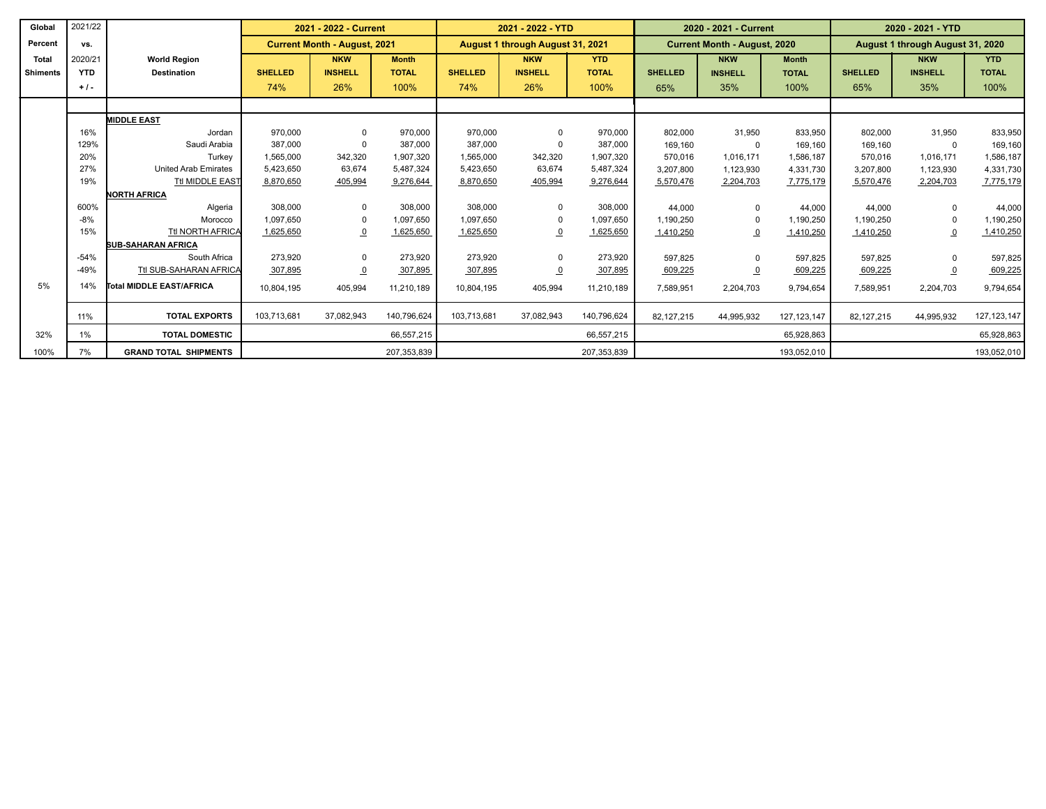| Global Percent Total Shiments | 2021/22 vs. 2020/21 YTD + / - | World Region Destination | 2021 - 2022 - Current Current Month - August, 2021 SHELLED 74% | NKW INSHELL 26% | Month TOTAL 100% | 2021 - 2022 - YTD August 1 through August 31, 2021 SHELLED 74% | NKW INSHELL 26% | YTD TOTAL 100% | 2020 - 2021 - Current Current Month - August, 2020 SHELLED 65% | NKW INSHELL 35% | Month TOTAL 100% | 2020 - 2021 - YTD August 1 through August 31, 2020 SHELLED 65% | NKW INSHELL 35% | YTD TOTAL 100% |
|---|---|---|---|---|---|---|---|---|---|---|---|---|---|---|
| | | **MIDDLE EAST** | | | | | | | | | | | | |
| | 16% | Jordan | 970,000 | 0 | 970,000 | 970,000 | 0 | 970,000 | 802,000 | 31,950 | 833,950 | 802,000 | 31,950 | 833,950 |
| | 129% | Saudi Arabia | 387,000 | 0 | 387,000 | 387,000 | 0 | 387,000 | 169,160 | 0 | 169,160 | 169,160 | 0 | 169,160 |
| | 20% | Turkey | 1,565,000 | 342,320 | 1,907,320 | 1,565,000 | 342,320 | 1,907,320 | 570,016 | 1,016,171 | 1,586,187 | 570,016 | 1,016,171 | 1,586,187 |
| | 27% | United Arab Emirates | 5,423,650 | 63,674 | 5,487,324 | 5,423,650 | 63,674 | 5,487,324 | 3,207,800 | 1,123,930 | 4,331,730 | 3,207,800 | 1,123,930 | 4,331,730 |
| | 19% | Ttl MIDDLE EAST | 8,870,650 | 405,994 | 9,276,644 | 8,870,650 | 405,994 | 9,276,644 | 5,570,476 | 2,204,703 | 7,775,179 | 5,570,476 | 2,204,703 | 7,775,179 |
| | | **NORTH AFRICA** | | | | | | | | | | | | |
| | 600% | Algeria | 308,000 | 0 | 308,000 | 308,000 | 0 | 308,000 | 44,000 | 0 | 44,000 | 44,000 | 0 | 44,000 |
| | -8% | Morocco | 1,097,650 | 0 | 1,097,650 | 1,097,650 | 0 | 1,097,650 | 1,190,250 | 0 | 1,190,250 | 1,190,250 | 0 | 1,190,250 |
| | 15% | Ttl NORTH AFRICA | 1,625,650 | 0 | 1,625,650 | 1,625,650 | 0 | 1,625,650 | 1,410,250 | 0 | 1,410,250 | 1,410,250 | 0 | 1,410,250 |
| | | **SUB-SAHARAN AFRICA** | | | | | | | | | | | | |
| | -54% | South Africa | 273,920 | 0 | 273,920 | 273,920 | 0 | 273,920 | 597,825 | 0 | 597,825 | 597,825 | 0 | 597,825 |
| | -49% | Ttl SUB-SAHARAN AFRICA | 307,895 | 0 | 307,895 | 307,895 | 0 | 307,895 | 609,225 | 0 | 609,225 | 609,225 | 0 | 609,225 |
| 5% | 14% | **Total MIDDLE EAST/AFRICA** | 10,804,195 | 405,994 | 11,210,189 | 10,804,195 | 405,994 | 11,210,189 | 7,589,951 | 2,204,703 | 9,794,654 | 7,589,951 | 2,204,703 | 9,794,654 |
| | 11% | **TOTAL EXPORTS** | 103,713,681 | 37,082,943 | 140,796,624 | 103,713,681 | 37,082,943 | 140,796,624 | 82,127,215 | 44,995,932 | 127,123,147 | 82,127,215 | 44,995,932 | 127,123,147 |
| 32% | 1% | **TOTAL DOMESTIC** | | | 66,557,215 | | | 66,557,215 | | | 65,928,863 | | | 65,928,863 |
| 100% | 7% | **GRAND TOTAL SHIPMENTS** | | | 207,353,839 | | | 207,353,839 | | | 193,052,010 | | | 193,052,010 |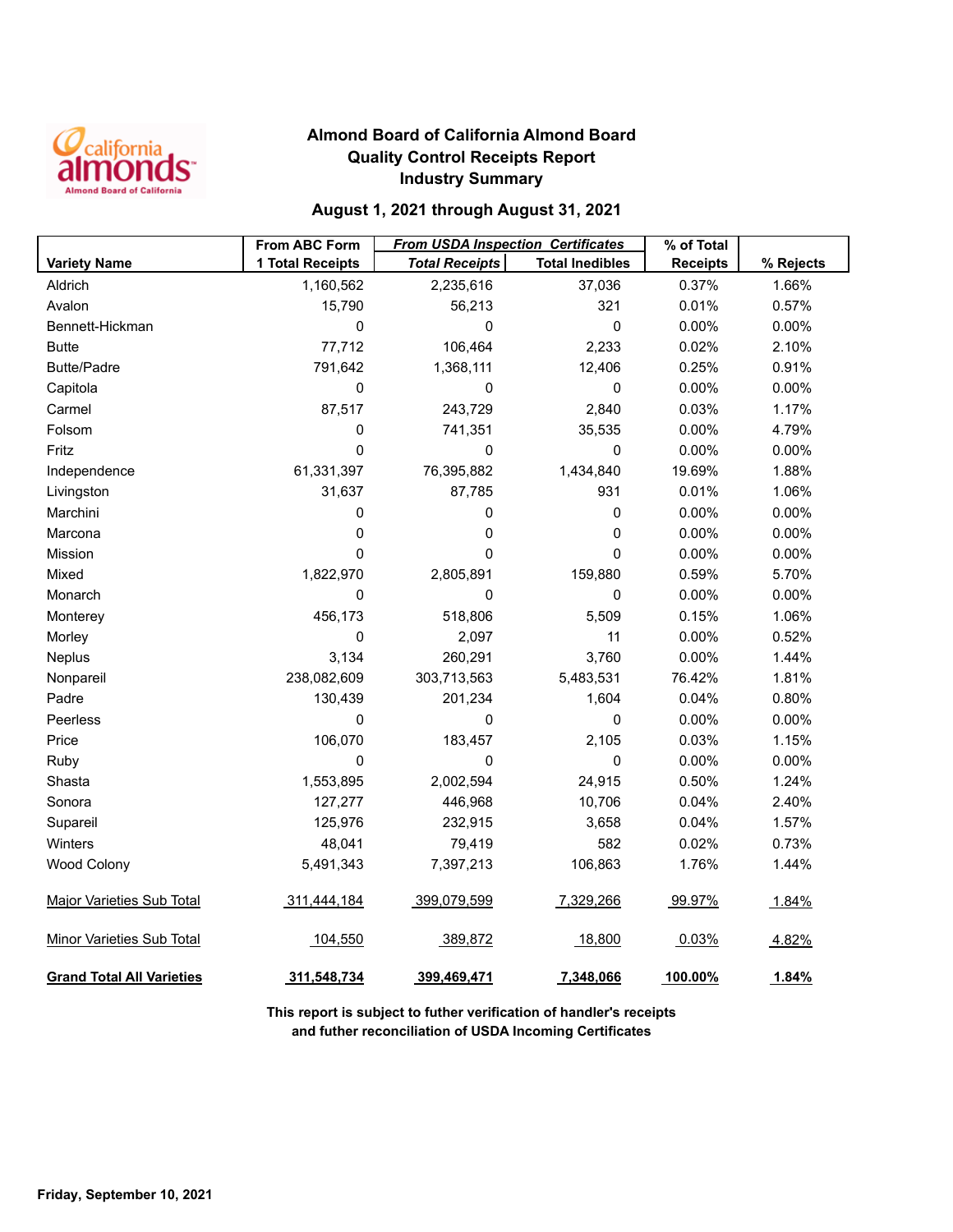# Almond Board of California Almond Board
# Quality Control Receipts Report
# Industry Summary

## August 1, 2021 through August 31, 2021

| Variety Name | From ABC Form 1 Total Receipts | *From USDA Inspection Certificates* Total Receipts | Total Inedibles | % of Total Receipts | % Rejects |
|---|---|---|---|---|---|
| Aldrich | 1,160,562 | 2,235,616 | 37,036 | 0.37% | 1.66% |
| Avalon | 15,790 | 56,213 | 321 | 0.01% | 0.57% |
| Bennett-Hickman | 0 | 0 | 0 | 0.00% | 0.00% |
| Butte | 77,712 | 106,464 | 2,233 | 0.02% | 2.10% |
| Butte/Padre | 791,642 | 1,368,111 | 12,406 | 0.25% | 0.91% |
| Capitola | 0 | 0 | 0 | 0.00% | 0.00% |
| Carmel | 87,517 | 243,729 | 2,840 | 0.03% | 1.17% |
| Folsom | 0 | 741,351 | 35,535 | 0.00% | 4.79% |
| Fritz | 0 | 0 | 0 | 0.00% | 0.00% |
| Independence | 61,331,397 | 76,395,882 | 1,434,840 | 19.69% | 1.88% |
| Livingston | 31,637 | 87,785 | 931 | 0.01% | 1.06% |
| Marchini | 0 | 0 | 0 | 0.00% | 0.00% |
| Marcona | 0 | 0 | 0 | 0.00% | 0.00% |
| Mission | 0 | 0 | 0 | 0.00% | 0.00% |
| Mixed | 1,822,970 | 2,805,891 | 159,880 | 0.59% | 5.70% |
| Monarch | 0 | 0 | 0 | 0.00% | 0.00% |
| Monterey | 456,173 | 518,806 | 5,509 | 0.15% | 1.06% |
| Morley | 0 | 2,097 | 11 | 0.00% | 0.52% |
| Neplus | 3,134 | 260,291 | 3,760 | 0.00% | 1.44% |
| Nonpareil | 238,082,609 | 303,713,563 | 5,483,531 | 76.42% | 1.81% |
| Padre | 130,439 | 201,234 | 1,604 | 0.04% | 0.80% |
| Peerless | 0 | 0 | 0 | 0.00% | 0.00% |
| Price | 106,070 | 183,457 | 2,105 | 0.03% | 1.15% |
| Ruby | 0 | 0 | 0 | 0.00% | 0.00% |
| Shasta | 1,553,895 | 2,002,594 | 24,915 | 0.50% | 1.24% |
| Sonora | 127,277 | 446,968 | 10,706 | 0.04% | 2.40% |
| Supareil | 125,976 | 232,915 | 3,658 | 0.04% | 1.57% |
| Winters | 48,041 | 79,419 | 582 | 0.02% | 0.73% |
| Wood Colony | 5,491,343 | 7,397,213 | 106,863 | 1.76% | 1.44% |
| Major Varieties Sub Total | 311,444,184 | 399,079,599 | 7,329,266 | 99.97% | 1.84% |
| Minor Varieties Sub Total | 104,550 | 389,872 | 18,800 | 0.03% | 4.82% |
| **Grand Total All Varieties** | **311,548,734** | **399,469,471** | **7,348,066** | **100.00%** | **1.84%** |

**This report is subject to futher verification of handler's receipts and futher reconciliation of USDA Incoming Certificates**

**Friday, September 10, 2021**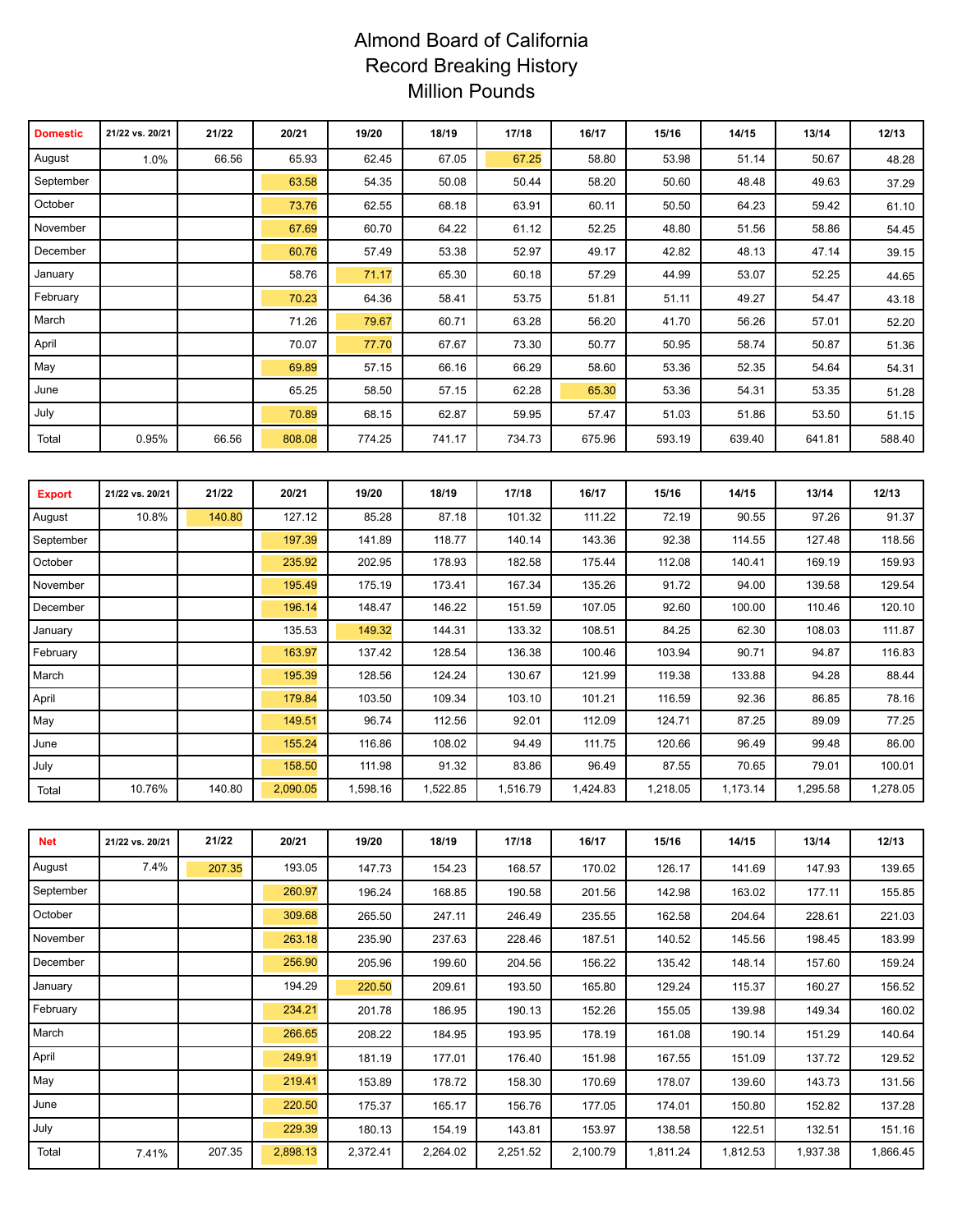# Almond Board of California
# Record Breaking History
# Million Pounds

| Domestic | 21/22 vs. 20/21 | 21/22 | 20/21 | 19/20 | 18/19 | 17/18 | 16/17 | 15/16 | 14/15 | 13/14 | 12/13 |
|---|---|---|---|---|---|---|---|---|---|---|---|
| August | 1.0% | 66.56 | 65.93 | 62.45 | 67.05 | 67.25 | 58.80 | 53.98 | 51.14 | 50.67 | 48.28 |
| September | | | 63.58 | 54.35 | 50.08 | 50.44 | 58.20 | 50.60 | 48.48 | 49.63 | 37.29 |
| October | | | 73.76 | 62.55 | 68.18 | 63.91 | 60.11 | 50.50 | 64.23 | 59.42 | 61.10 |
| November | | | 67.69 | 60.70 | 64.22 | 61.12 | 52.25 | 48.80 | 51.56 | 58.86 | 54.45 |
| December | | | 60.76 | 57.49 | 53.38 | 52.97 | 49.17 | 42.82 | 48.13 | 47.14 | 39.15 |
| January | | | 58.76 | 71.17 | 65.30 | 60.18 | 57.29 | 44.99 | 53.07 | 52.25 | 44.65 |
| February | | | 70.23 | 64.36 | 58.41 | 53.75 | 51.81 | 51.11 | 49.27 | 54.47 | 43.18 |
| March | | | 71.26 | 79.67 | 60.71 | 63.28 | 56.20 | 41.70 | 56.26 | 57.01 | 52.20 |
| April | | | 70.07 | 77.70 | 67.67 | 73.30 | 50.77 | 50.95 | 58.74 | 50.87 | 51.36 |
| May | | | 69.89 | 57.15 | 66.16 | 66.29 | 58.60 | 53.36 | 52.35 | 54.64 | 54.31 |
| June | | | 65.25 | 58.50 | 57.15 | 62.28 | 65.30 | 53.36 | 54.31 | 53.35 | 51.28 |
| July | | | 70.89 | 68.15 | 62.87 | 59.95 | 57.47 | 51.03 | 51.86 | 53.50 | 51.15 |
| Total | 0.95% | 66.56 | 808.08 | 774.25 | 741.17 | 734.73 | 675.96 | 593.19 | 639.40 | 641.81 | 588.40 |

| Export | 21/22 vs. 20/21 | 21/22 | 20/21 | 19/20 | 18/19 | 17/18 | 16/17 | 15/16 | 14/15 | 13/14 | 12/13 |
|---|---|---|---|---|---|---|---|---|---|---|---|
| August | 10.8% | 140.80 | 127.12 | 85.28 | 87.18 | 101.32 | 111.22 | 72.19 | 90.55 | 97.26 | 91.37 |
| September | | | 197.39 | 141.89 | 118.77 | 140.14 | 143.36 | 92.38 | 114.55 | 127.48 | 118.56 |
| October | | | 235.92 | 202.95 | 178.93 | 182.58 | 175.44 | 112.08 | 140.41 | 169.19 | 159.93 |
| November | | | 195.49 | 175.19 | 173.41 | 167.34 | 135.26 | 91.72 | 94.00 | 139.58 | 129.54 |
| December | | | 196.14 | 148.47 | 146.22 | 151.59 | 107.05 | 92.60 | 100.00 | 110.46 | 120.10 |
| January | | | 135.53 | 149.32 | 144.31 | 133.32 | 108.51 | 84.25 | 62.30 | 108.03 | 111.87 |
| February | | | 163.97 | 137.42 | 128.54 | 136.38 | 100.46 | 103.94 | 90.71 | 94.87 | 116.83 |
| March | | | 195.39 | 128.56 | 124.24 | 130.67 | 121.99 | 119.38 | 133.88 | 94.28 | 88.44 |
| April | | | 179.84 | 103.50 | 109.34 | 103.10 | 101.21 | 116.59 | 92.36 | 86.85 | 78.16 |
| May | | | 149.51 | 96.74 | 112.56 | 92.01 | 112.09 | 124.71 | 87.25 | 89.09 | 77.25 |
| June | | | 155.24 | 116.86 | 108.02 | 94.49 | 111.75 | 120.66 | 96.49 | 99.48 | 86.00 |
| July | | | 158.50 | 111.98 | 91.32 | 83.86 | 96.49 | 87.55 | 70.65 | 79.01 | 100.01 |
| Total | 10.76% | 140.80 | 2,090.05 | 1,598.16 | 1,522.85 | 1,516.79 | 1,424.83 | 1,218.05 | 1,173.14 | 1,295.58 | 1,278.05 |

| Net | 21/22 vs. 20/21 | 21/22 | 20/21 | 19/20 | 18/19 | 17/18 | 16/17 | 15/16 | 14/15 | 13/14 | 12/13 |
|---|---|---|---|---|---|---|---|---|---|---|---|
| August | 7.4% | 207.35 | 193.05 | 147.73 | 154.23 | 168.57 | 170.02 | 126.17 | 141.69 | 147.93 | 139.65 |
| September | | | 260.97 | 196.24 | 168.85 | 190.58 | 201.56 | 142.98 | 163.02 | 177.11 | 155.85 |
| October | | | 309.68 | 265.50 | 247.11 | 246.49 | 235.55 | 162.58 | 204.64 | 228.61 | 221.03 |
| November | | | 263.18 | 235.90 | 237.63 | 228.46 | 187.51 | 140.52 | 145.56 | 198.45 | 183.99 |
| December | | | 256.90 | 205.96 | 199.60 | 204.56 | 156.22 | 135.42 | 148.14 | 157.60 | 159.24 |
| January | | | 194.29 | 220.50 | 209.61 | 193.50 | 165.80 | 129.24 | 115.37 | 160.27 | 156.52 |
| February | | | 234.21 | 201.78 | 186.95 | 190.13 | 152.26 | 155.05 | 139.98 | 149.34 | 160.02 |
| March | | | 266.65 | 208.22 | 184.95 | 193.95 | 178.19 | 161.08 | 190.14 | 151.29 | 140.64 |
| April | | | 249.91 | 181.19 | 177.01 | 176.40 | 151.98 | 167.55 | 151.09 | 137.72 | 129.52 |
| May | | | 219.41 | 153.89 | 178.72 | 158.30 | 170.69 | 178.07 | 139.60 | 143.73 | 131.56 |
| June | | | 220.50 | 175.37 | 165.17 | 156.76 | 177.05 | 174.01 | 150.80 | 152.82 | 137.28 |
| July | | | 229.39 | 180.13 | 154.19 | 143.81 | 153.97 | 138.58 | 122.51 | 132.51 | 151.16 |
| Total | 7.41% | 207.35 | 2,898.13 | 2,372.41 | 2,264.02 | 2,251.52 | 2,100.79 | 1,811.24 | 1,812.53 | 1,937.38 | 1,866.45 |